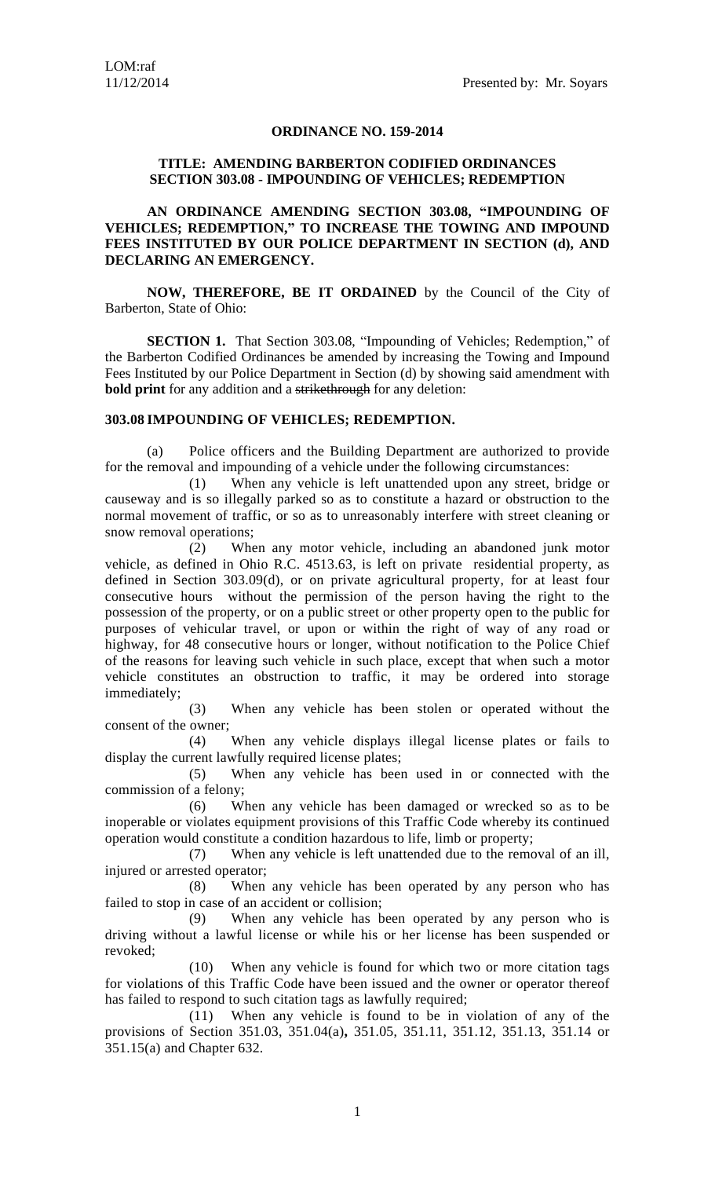LOM:raf
11/12/2014 Presented by: Mr. Soyars

**ORDINANCE NO. 159-2014**

**TITLE: AMENDING BARBERTON CODIFIED ORDINANCES SECTION 303.08 - IMPOUNDING OF VEHICLES; REDEMPTION**

**AN ORDINANCE AMENDING SECTION 303.08, "IMPOUNDING OF VEHICLES; REDEMPTION," TO INCREASE THE TOWING AND IMPOUND FEES INSTITUTED BY OUR POLICE DEPARTMENT IN SECTION (d), AND DECLARING AN EMERGENCY.**

**NOW, THEREFORE, BE IT ORDAINED** by the Council of the City of Barberton, State of Ohio:

**SECTION 1.** That Section 303.08, "Impounding of Vehicles; Redemption," of the Barberton Codified Ordinances be amended by increasing the Towing and Impound Fees Instituted by our Police Department in Section (d) by showing said amendment with **bold print** for any addition and a ~~strikethrough~~ for any deletion:

**303.08 IMPOUNDING OF VEHICLES; REDEMPTION.**

(a) Police officers and the Building Department are authorized to provide for the removal and impounding of a vehicle under the following circumstances:

(1) When any vehicle is left unattended upon any street, bridge or causeway and is so illegally parked so as to constitute a hazard or obstruction to the normal movement of traffic, or so as to unreasonably interfere with street cleaning or snow removal operations;

(2) When any motor vehicle, including an abandoned junk motor vehicle, as defined in Ohio R.C. 4513.63, is left on private residential property, as defined in Section 303.09(d), or on private agricultural property, for at least four consecutive hours without the permission of the person having the right to the possession of the property, or on a public street or other property open to the public for purposes of vehicular travel, or upon or within the right of way of any road or highway, for 48 consecutive hours or longer, without notification to the Police Chief of the reasons for leaving such vehicle in such place, except that when such a motor vehicle constitutes an obstruction to traffic, it may be ordered into storage immediately;

(3) When any vehicle has been stolen or operated without the consent of the owner;

(4) When any vehicle displays illegal license plates or fails to display the current lawfully required license plates;

(5) When any vehicle has been used in or connected with the commission of a felony;

(6) When any vehicle has been damaged or wrecked so as to be inoperable or violates equipment provisions of this Traffic Code whereby its continued operation would constitute a condition hazardous to life, limb or property;

(7) When any vehicle is left unattended due to the removal of an ill, injured or arrested operator;

(8) When any vehicle has been operated by any person who has failed to stop in case of an accident or collision;

(9) When any vehicle has been operated by any person who is driving without a lawful license or while his or her license has been suspended or revoked;

(10) When any vehicle is found for which two or more citation tags for violations of this Traffic Code have been issued and the owner or operator thereof has failed to respond to such citation tags as lawfully required;

(11) When any vehicle is found to be in violation of any of the provisions of Section 351.03, 351.04(a)**,** 351.05, 351.11, 351.12, 351.13, 351.14 or 351.15(a) and Chapter 632.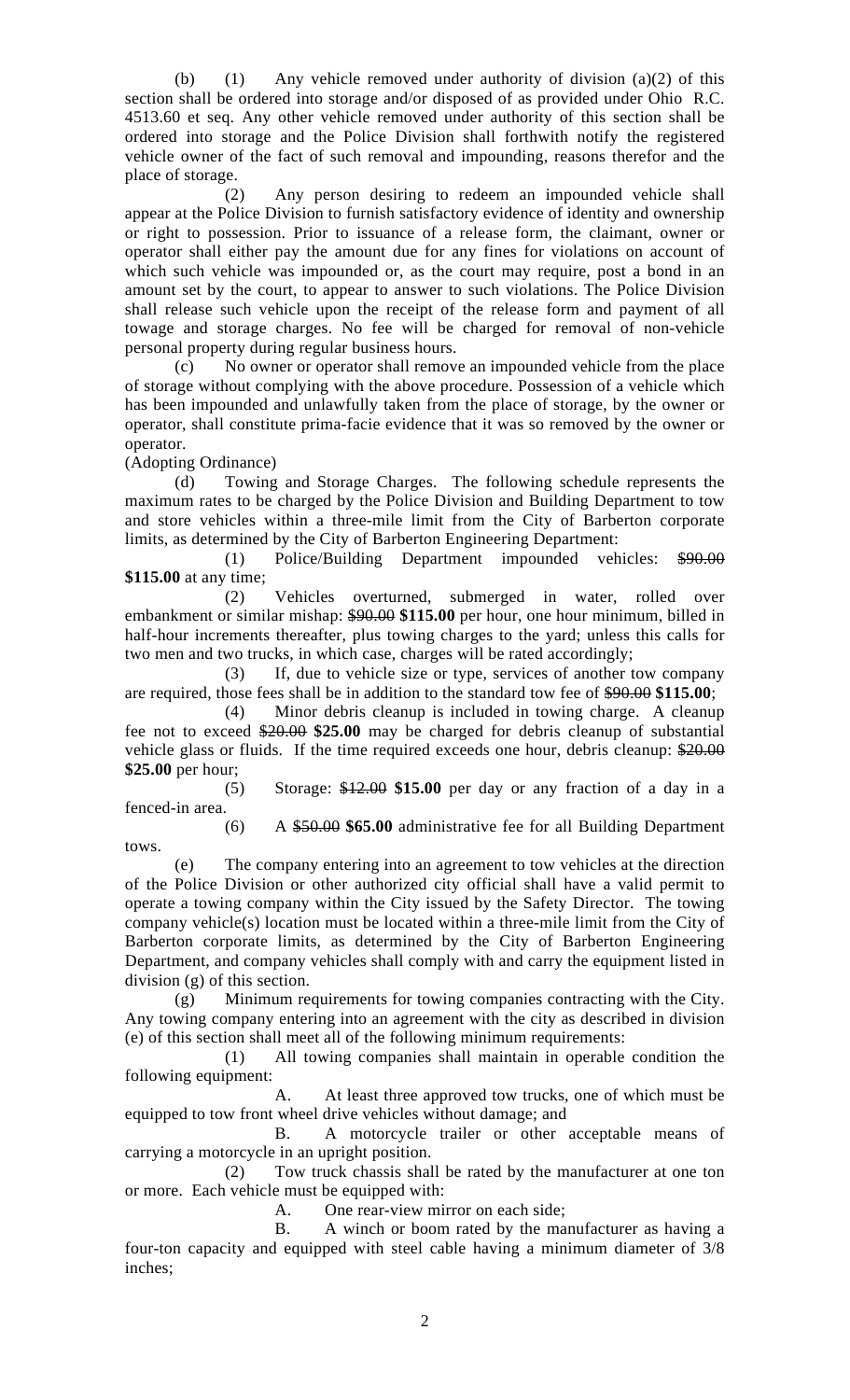(b) (1) Any vehicle removed under authority of division (a)(2) of this section shall be ordered into storage and/or disposed of as provided under Ohio R.C. 4513.60 et seq. Any other vehicle removed under authority of this section shall be ordered into storage and the Police Division shall forthwith notify the registered vehicle owner of the fact of such removal and impounding, reasons therefor and the place of storage.

(2) Any person desiring to redeem an impounded vehicle shall appear at the Police Division to furnish satisfactory evidence of identity and ownership or right to possession. Prior to issuance of a release form, the claimant, owner or operator shall either pay the amount due for any fines for violations on account of which such vehicle was impounded or, as the court may require, post a bond in an amount set by the court, to appear to answer to such violations. The Police Division shall release such vehicle upon the receipt of the release form and payment of all towage and storage charges. No fee will be charged for removal of non-vehicle personal property during regular business hours.

(c) No owner or operator shall remove an impounded vehicle from the place of storage without complying with the above procedure. Possession of a vehicle which has been impounded and unlawfully taken from the place of storage, by the owner or operator, shall constitute prima-facie evidence that it was so removed by the owner or operator.

(Adopting Ordinance)

(d) Towing and Storage Charges. The following schedule represents the maximum rates to be charged by the Police Division and Building Department to tow and store vehicles within a three-mile limit from the City of Barberton corporate limits, as determined by the City of Barberton Engineering Department:

(1) Police/Building Department impounded vehicles: ~~$90.00~~ **$115.00** at any time;

(2) Vehicles overturned, submerged in water, rolled over embankment or similar mishap: ~~$90.00~~ **$115.00** per hour, one hour minimum, billed in half-hour increments thereafter, plus towing charges to the yard; unless this calls for two men and two trucks, in which case, charges will be rated accordingly;

(3) If, due to vehicle size or type, services of another tow company are required, those fees shall be in addition to the standard tow fee of ~~$90.00~~ **$115.00**;

(4) Minor debris cleanup is included in towing charge. A cleanup fee not to exceed ~~$20.00~~ **$25.00** may be charged for debris cleanup of substantial vehicle glass or fluids. If the time required exceeds one hour, debris cleanup: ~~$20.00~~ **$25.00** per hour;

(5) Storage: ~~$12.00~~ **$15.00** per day or any fraction of a day in a fenced-in area.

(6) A ~~$50.00~~ **$65.00** administrative fee for all Building Department tows.

(e) The company entering into an agreement to tow vehicles at the direction of the Police Division or other authorized city official shall have a valid permit to operate a towing company within the City issued by the Safety Director. The towing company vehicle(s) location must be located within a three-mile limit from the City of Barberton corporate limits, as determined by the City of Barberton Engineering Department, and company vehicles shall comply with and carry the equipment listed in division (g) of this section.

(g) Minimum requirements for towing companies contracting with the City. Any towing company entering into an agreement with the city as described in division (e) of this section shall meet all of the following minimum requirements:

(1) All towing companies shall maintain in operable condition the following equipment:

A. At least three approved tow trucks, one of which must be equipped to tow front wheel drive vehicles without damage; and

B. A motorcycle trailer or other acceptable means of carrying a motorcycle in an upright position.

(2) Tow truck chassis shall be rated by the manufacturer at one ton or more. Each vehicle must be equipped with:

A. One rear-view mirror on each side;

B. A winch or boom rated by the manufacturer as having a four-ton capacity and equipped with steel cable having a minimum diameter of 3/8 inches;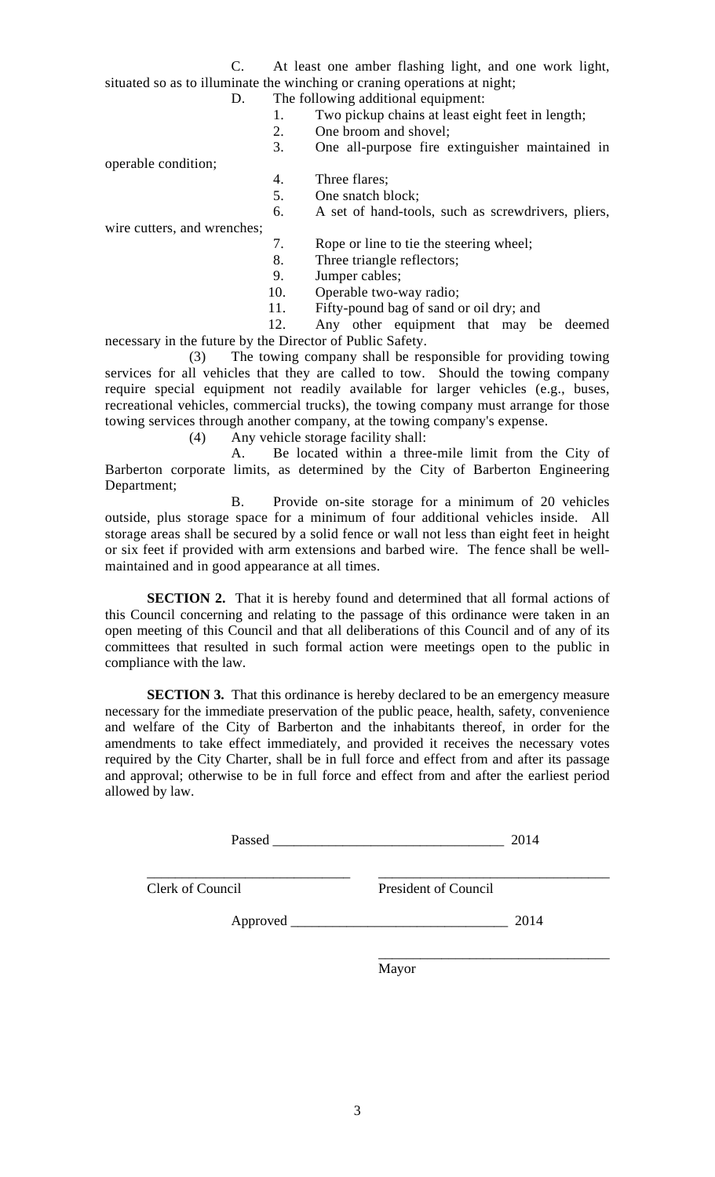C. At least one amber flashing light, and one work light, situated so as to illuminate the winching or craning operations at night;

D. The following additional equipment:

1. Two pickup chains at least eight feet in length;
2. One broom and shovel;
3. One all-purpose fire extinguisher maintained in operable condition;
4. Three flares;
5. One snatch block;
6. A set of hand-tools, such as screwdrivers, pliers, wire cutters, and wrenches;
7. Rope or line to tie the steering wheel;
8. Three triangle reflectors;
9. Jumper cables;
10. Operable two-way radio;
11. Fifty-pound bag of sand or oil dry; and
12. Any other equipment that may be deemed necessary in the future by the Director of Public Safety.

(3) The towing company shall be responsible for providing towing services for all vehicles that they are called to tow. Should the towing company require special equipment not readily available for larger vehicles (e.g., buses, recreational vehicles, commercial trucks), the towing company must arrange for those towing services through another company, at the towing company's expense.

(4) Any vehicle storage facility shall:

A. Be located within a three-mile limit from the City of Barberton corporate limits, as determined by the City of Barberton Engineering Department;

B. Provide on-site storage for a minimum of 20 vehicles outside, plus storage space for a minimum of four additional vehicles inside. All storage areas shall be secured by a solid fence or wall not less than eight feet in height or six feet if provided with arm extensions and barbed wire. The fence shall be well-maintained and in good appearance at all times.

**SECTION 2.** That it is hereby found and determined that all formal actions of this Council concerning and relating to the passage of this ordinance were taken in an open meeting of this Council and that all deliberations of this Council and of any of its committees that resulted in such formal action were meetings open to the public in compliance with the law.

**SECTION 3.** That this ordinance is hereby declared to be an emergency measure necessary for the immediate preservation of the public peace, health, safety, convenience and welfare of the City of Barberton and the inhabitants thereof, in order for the amendments to take effect immediately, and provided it receives the necessary votes required by the City Charter, shall be in full force and effect from and after its passage and approval; otherwise to be in full force and effect from and after the earliest period allowed by law.

Passed ________________________________ 2014

_____________________________ &nbsp;&nbsp;&nbsp; _________________________________

Clerk of Council &nbsp;&nbsp;&nbsp; President of Council

Approved ______________________________ 2014

_________________________________

Mayor